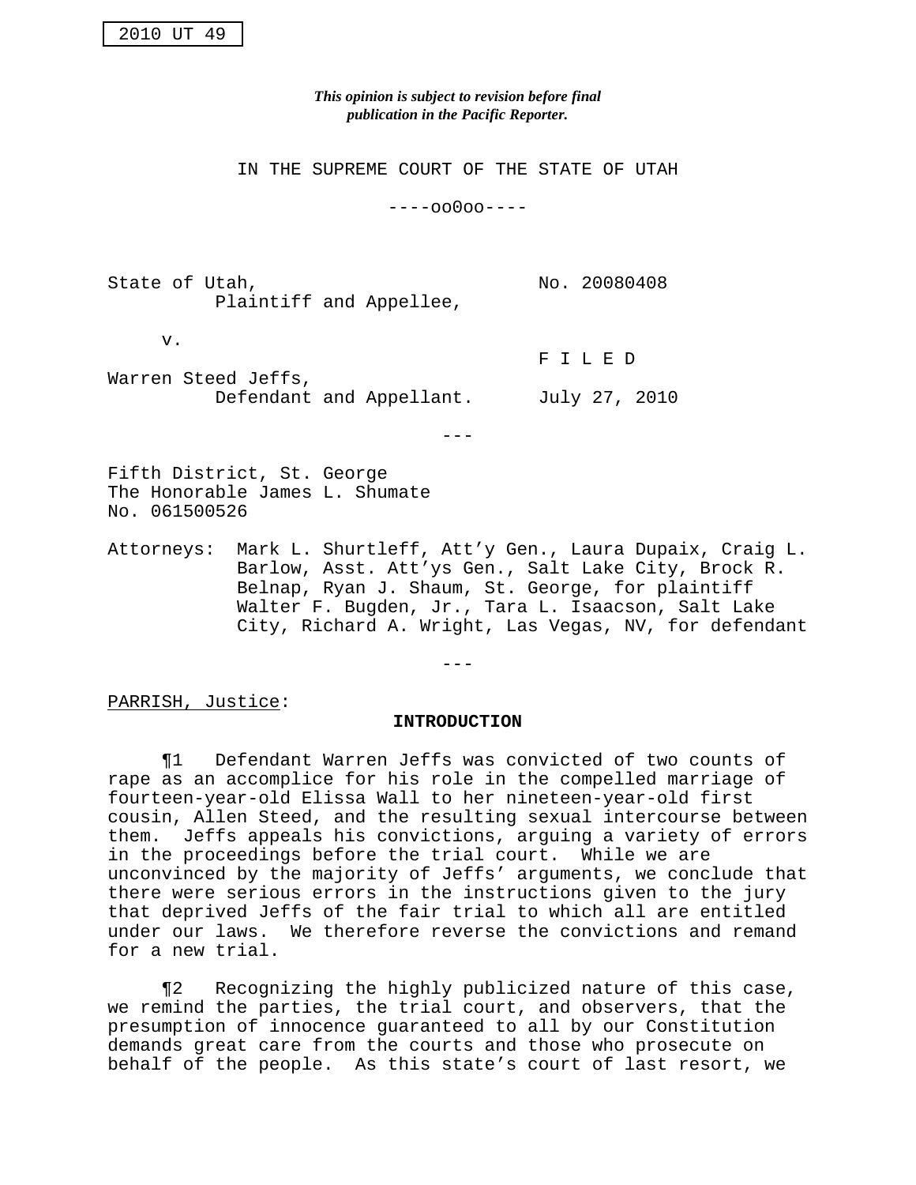2010 UT 49

*This opinion is subject to revision before final publication in the Pacific Reporter.*

IN THE SUPREME COURT OF THE STATE OF UTAH

----oo0oo----

State of Utah,
Plaintiff and Appellee,

v.

Warren Steed Jeffs,
Defendant and Appellant.

No. 20080408

F I L E D

July 27, 2010

---

Fifth District, St. George
The Honorable James L. Shumate
No. 061500526

Attorneys: Mark L. Shurtleff, Att'y Gen., Laura Dupaix, Craig L. Barlow, Asst. Att'ys Gen., Salt Lake City, Brock R. Belnap, Ryan J. Shaum, St. George, for plaintiff
Walter F. Bugden, Jr., Tara L. Isaacson, Salt Lake City, Richard A. Wright, Las Vegas, NV, for defendant

---

PARRISH, Justice:

**INTRODUCTION**

¶1 Defendant Warren Jeffs was convicted of two counts of rape as an accomplice for his role in the compelled marriage of fourteen-year-old Elissa Wall to her nineteen-year-old first cousin, Allen Steed, and the resulting sexual intercourse between them. Jeffs appeals his convictions, arguing a variety of errors in the proceedings before the trial court. While we are unconvinced by the majority of Jeffs' arguments, we conclude that there were serious errors in the instructions given to the jury that deprived Jeffs of the fair trial to which all are entitled under our laws. We therefore reverse the convictions and remand for a new trial.

¶2 Recognizing the highly publicized nature of this case, we remind the parties, the trial court, and observers, that the presumption of innocence guaranteed to all by our Constitution demands great care from the courts and those who prosecute on behalf of the people. As this state's court of last resort, we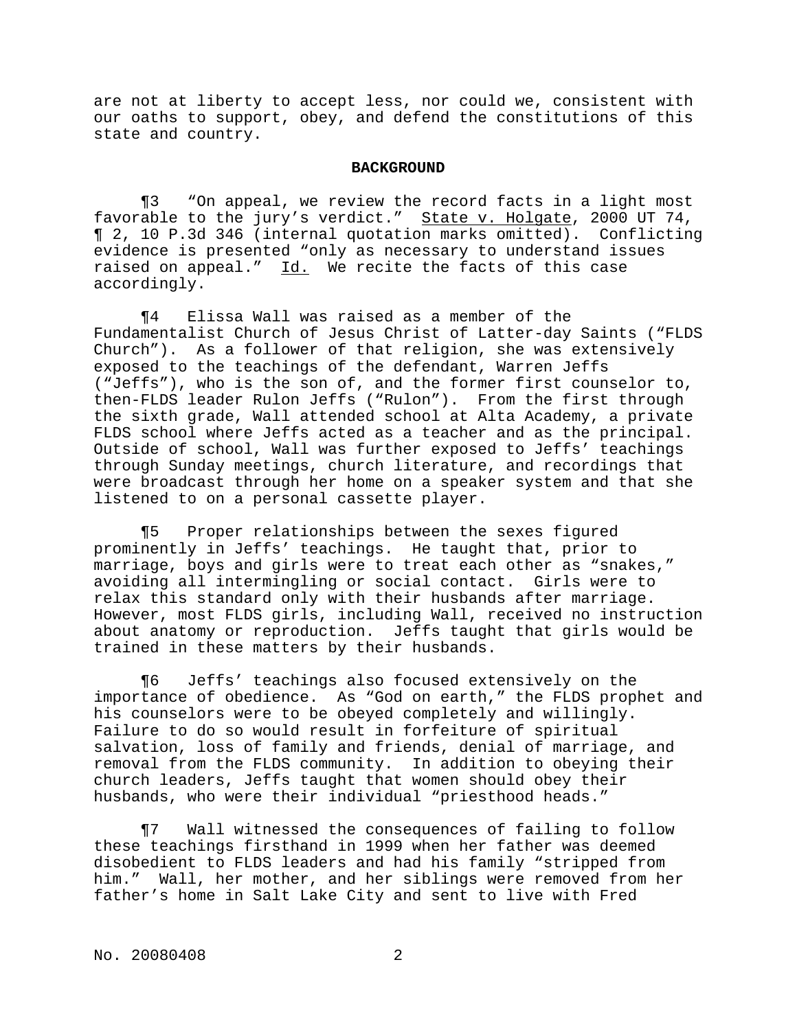are not at liberty to accept less, nor could we, consistent with our oaths to support, obey, and defend the constitutions of this state and country.

## BACKGROUND

¶3 "On appeal, we review the record facts in a light most favorable to the jury's verdict." State v. Holgate, 2000 UT 74, ¶ 2, 10 P.3d 346 (internal quotation marks omitted). Conflicting evidence is presented "only as necessary to understand issues raised on appeal." Id. We recite the facts of this case accordingly.

¶4 Elissa Wall was raised as a member of the Fundamentalist Church of Jesus Christ of Latter-day Saints ("FLDS Church"). As a follower of that religion, she was extensively exposed to the teachings of the defendant, Warren Jeffs ("Jeffs"), who is the son of, and the former first counselor to, then-FLDS leader Rulon Jeffs ("Rulon"). From the first through the sixth grade, Wall attended school at Alta Academy, a private FLDS school where Jeffs acted as a teacher and as the principal. Outside of school, Wall was further exposed to Jeffs' teachings through Sunday meetings, church literature, and recordings that were broadcast through her home on a speaker system and that she listened to on a personal cassette player.

¶5 Proper relationships between the sexes figured prominently in Jeffs' teachings. He taught that, prior to marriage, boys and girls were to treat each other as "snakes," avoiding all intermingling or social contact. Girls were to relax this standard only with their husbands after marriage. However, most FLDS girls, including Wall, received no instruction about anatomy or reproduction. Jeffs taught that girls would be trained in these matters by their husbands.

¶6 Jeffs' teachings also focused extensively on the importance of obedience. As "God on earth," the FLDS prophet and his counselors were to be obeyed completely and willingly. Failure to do so would result in forfeiture of spiritual salvation, loss of family and friends, denial of marriage, and removal from the FLDS community. In addition to obeying their church leaders, Jeffs taught that women should obey their husbands, who were their individual "priesthood heads."

¶7 Wall witnessed the consequences of failing to follow these teachings firsthand in 1999 when her father was deemed disobedient to FLDS leaders and had his family "stripped from him." Wall, her mother, and her siblings were removed from her father's home in Salt Lake City and sent to live with Fred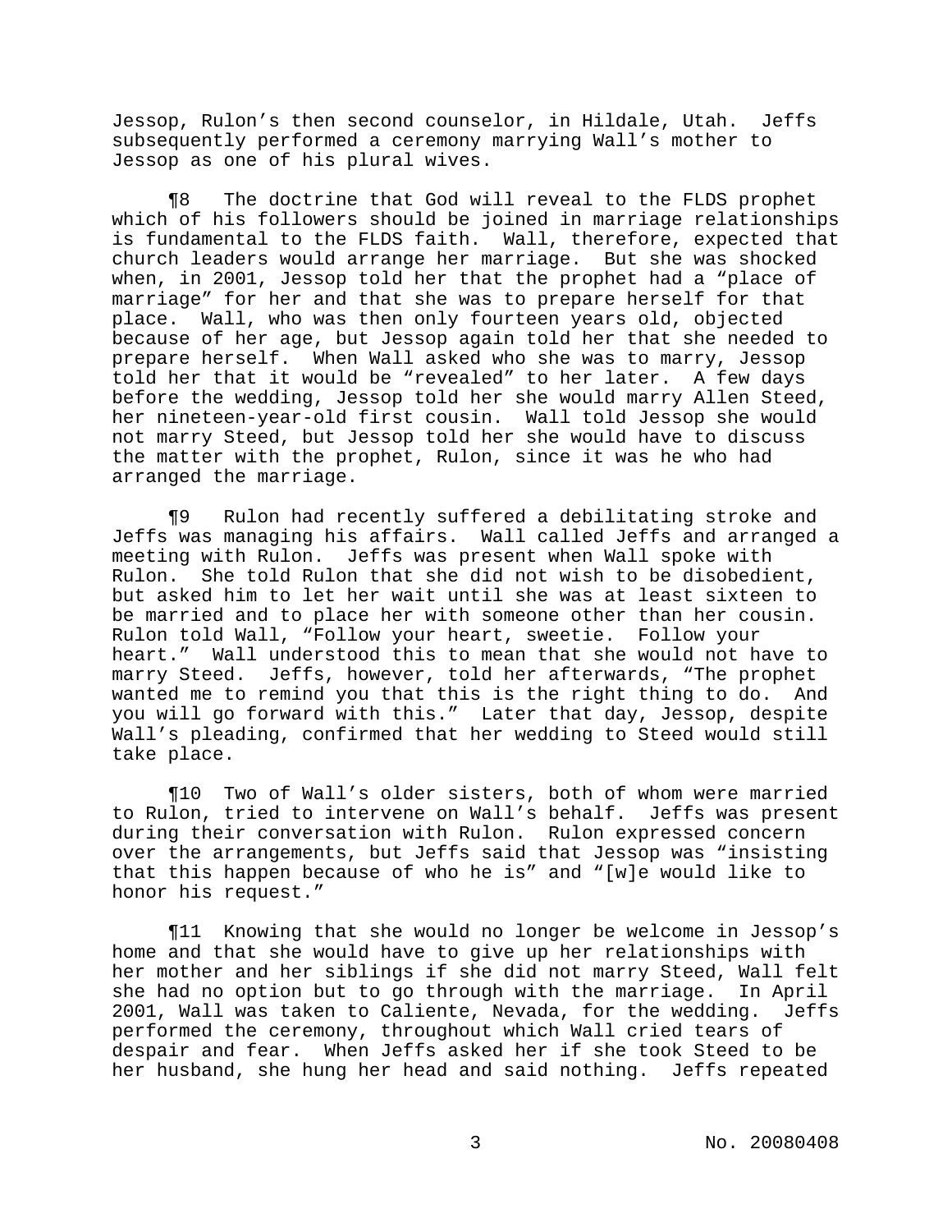Jessop, Rulon's then second counselor, in Hildale, Utah. Jeffs subsequently performed a ceremony marrying Wall's mother to Jessop as one of his plural wives.

¶8 The doctrine that God will reveal to the FLDS prophet which of his followers should be joined in marriage relationships is fundamental to the FLDS faith. Wall, therefore, expected that church leaders would arrange her marriage. But she was shocked when, in 2001, Jessop told her that the prophet had a "place of marriage" for her and that she was to prepare herself for that place. Wall, who was then only fourteen years old, objected because of her age, but Jessop again told her that she needed to prepare herself. When Wall asked who she was to marry, Jessop told her that it would be "revealed" to her later. A few days before the wedding, Jessop told her she would marry Allen Steed, her nineteen-year-old first cousin. Wall told Jessop she would not marry Steed, but Jessop told her she would have to discuss the matter with the prophet, Rulon, since it was he who had arranged the marriage.

¶9 Rulon had recently suffered a debilitating stroke and Jeffs was managing his affairs. Wall called Jeffs and arranged a meeting with Rulon. Jeffs was present when Wall spoke with Rulon. She told Rulon that she did not wish to be disobedient, but asked him to let her wait until she was at least sixteen to be married and to place her with someone other than her cousin. Rulon told Wall, "Follow your heart, sweetie. Follow your heart." Wall understood this to mean that she would not have to marry Steed. Jeffs, however, told her afterwards, "The prophet wanted me to remind you that this is the right thing to do. And you will go forward with this." Later that day, Jessop, despite Wall's pleading, confirmed that her wedding to Steed would still take place.

¶10 Two of Wall's older sisters, both of whom were married to Rulon, tried to intervene on Wall's behalf. Jeffs was present during their conversation with Rulon. Rulon expressed concern over the arrangements, but Jeffs said that Jessop was "insisting that this happen because of who he is" and "[w]e would like to honor his request."

¶11 Knowing that she would no longer be welcome in Jessop's home and that she would have to give up her relationships with her mother and her siblings if she did not marry Steed, Wall felt she had no option but to go through with the marriage. In April 2001, Wall was taken to Caliente, Nevada, for the wedding. Jeffs performed the ceremony, throughout which Wall cried tears of despair and fear. When Jeffs asked her if she took Steed to be her husband, she hung her head and said nothing. Jeffs repeated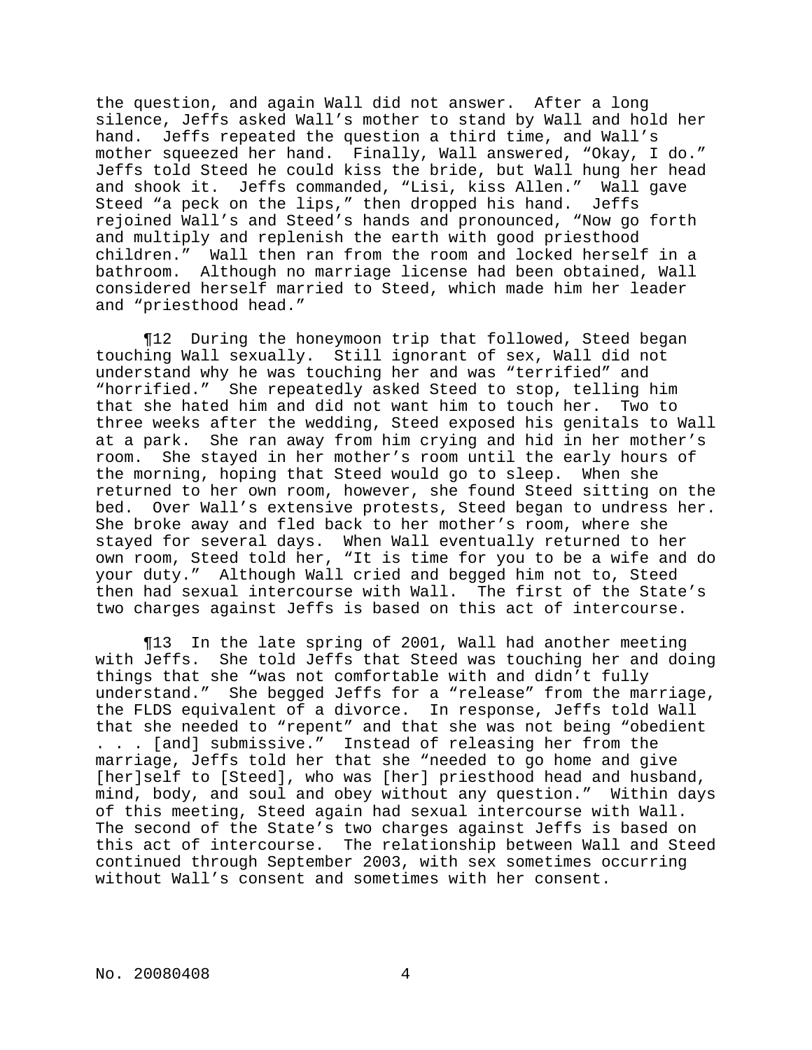the question, and again Wall did not answer. After a long silence, Jeffs asked Wall's mother to stand by Wall and hold her hand. Jeffs repeated the question a third time, and Wall's mother squeezed her hand. Finally, Wall answered, "Okay, I do." Jeffs told Steed he could kiss the bride, but Wall hung her head and shook it. Jeffs commanded, "Lisi, kiss Allen." Wall gave Steed "a peck on the lips," then dropped his hand. Jeffs rejoined Wall's and Steed's hands and pronounced, "Now go forth and multiply and replenish the earth with good priesthood children." Wall then ran from the room and locked herself in a bathroom. Although no marriage license had been obtained, Wall considered herself married to Steed, which made him her leader and "priesthood head."

¶12 During the honeymoon trip that followed, Steed began touching Wall sexually. Still ignorant of sex, Wall did not understand why he was touching her and was "terrified" and "horrified." She repeatedly asked Steed to stop, telling him that she hated him and did not want him to touch her. Two to three weeks after the wedding, Steed exposed his genitals to Wall at a park. She ran away from him crying and hid in her mother's room. She stayed in her mother's room until the early hours of the morning, hoping that Steed would go to sleep. When she returned to her own room, however, she found Steed sitting on the bed. Over Wall's extensive protests, Steed began to undress her. She broke away and fled back to her mother's room, where she stayed for several days. When Wall eventually returned to her own room, Steed told her, "It is time for you to be a wife and do your duty." Although Wall cried and begged him not to, Steed then had sexual intercourse with Wall. The first of the State's two charges against Jeffs is based on this act of intercourse.

¶13 In the late spring of 2001, Wall had another meeting with Jeffs. She told Jeffs that Steed was touching her and doing things that she "was not comfortable with and didn't fully understand." She begged Jeffs for a "release" from the marriage, the FLDS equivalent of a divorce. In response, Jeffs told Wall that she needed to "repent" and that she was not being "obedient . . . [and] submissive." Instead of releasing her from the marriage, Jeffs told her that she "needed to go home and give [her]self to [Steed], who was [her] priesthood head and husband, mind, body, and soul and obey without any question." Within days of this meeting, Steed again had sexual intercourse with Wall. The second of the State's two charges against Jeffs is based on this act of intercourse. The relationship between Wall and Steed continued through September 2003, with sex sometimes occurring without Wall's consent and sometimes with her consent.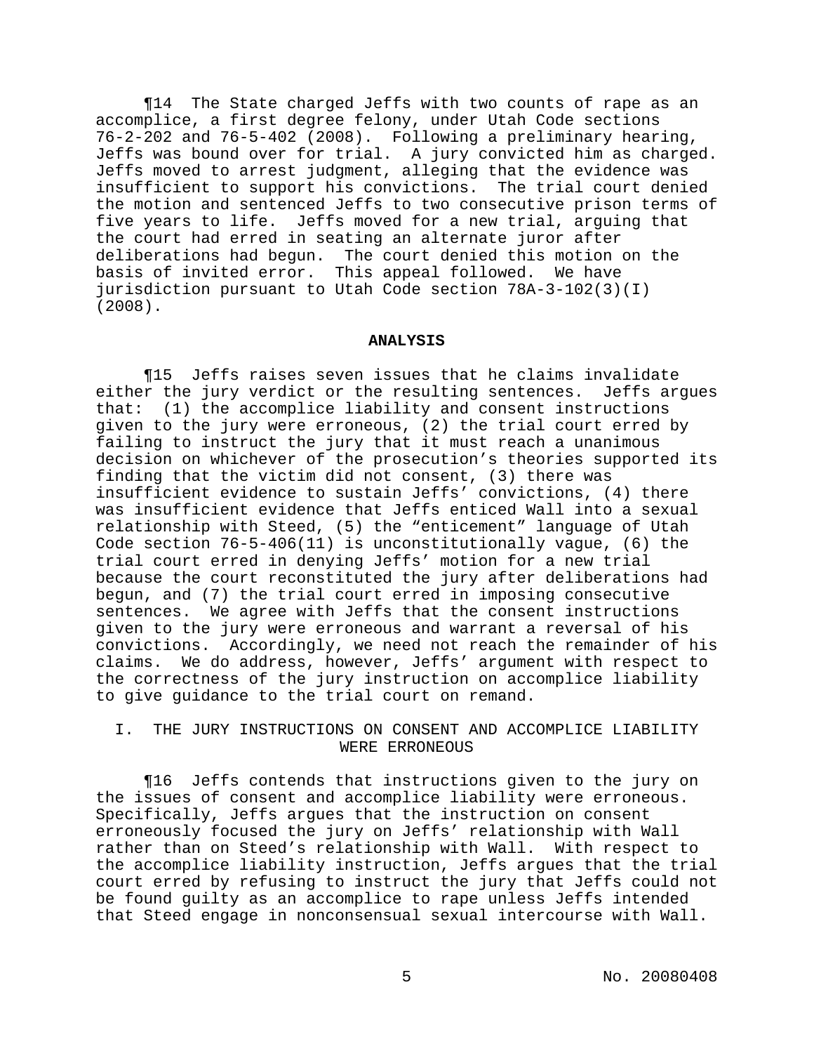¶14 The State charged Jeffs with two counts of rape as an accomplice, a first degree felony, under Utah Code sections 76-2-202 and 76-5-402 (2008). Following a preliminary hearing, Jeffs was bound over for trial. A jury convicted him as charged. Jeffs moved to arrest judgment, alleging that the evidence was insufficient to support his convictions. The trial court denied the motion and sentenced Jeffs to two consecutive prison terms of five years to life. Jeffs moved for a new trial, arguing that the court had erred in seating an alternate juror after deliberations had begun. The court denied this motion on the basis of invited error. This appeal followed. We have jurisdiction pursuant to Utah Code section 78A-3-102(3)(I) (2008).

## ANALYSIS

¶15 Jeffs raises seven issues that he claims invalidate either the jury verdict or the resulting sentences. Jeffs argues that: (1) the accomplice liability and consent instructions given to the jury were erroneous, (2) the trial court erred by failing to instruct the jury that it must reach a unanimous decision on whichever of the prosecution's theories supported its finding that the victim did not consent, (3) there was insufficient evidence to sustain Jeffs' convictions, (4) there was insufficient evidence that Jeffs enticed Wall into a sexual relationship with Steed, (5) the "enticement" language of Utah Code section 76-5-406(11) is unconstitutionally vague, (6) the trial court erred in denying Jeffs' motion for a new trial because the court reconstituted the jury after deliberations had begun, and (7) the trial court erred in imposing consecutive sentences. We agree with Jeffs that the consent instructions given to the jury were erroneous and warrant a reversal of his convictions. Accordingly, we need not reach the remainder of his claims. We do address, however, Jeffs' argument with respect to the correctness of the jury instruction on accomplice liability to give guidance to the trial court on remand.

### I. THE JURY INSTRUCTIONS ON CONSENT AND ACCOMPLICE LIABILITY WERE ERRONEOUS

¶16 Jeffs contends that instructions given to the jury on the issues of consent and accomplice liability were erroneous. Specifically, Jeffs argues that the instruction on consent erroneously focused the jury on Jeffs' relationship with Wall rather than on Steed's relationship with Wall. With respect to the accomplice liability instruction, Jeffs argues that the trial court erred by refusing to instruct the jury that Jeffs could not be found guilty as an accomplice to rape unless Jeffs intended that Steed engage in nonconsensual sexual intercourse with Wall.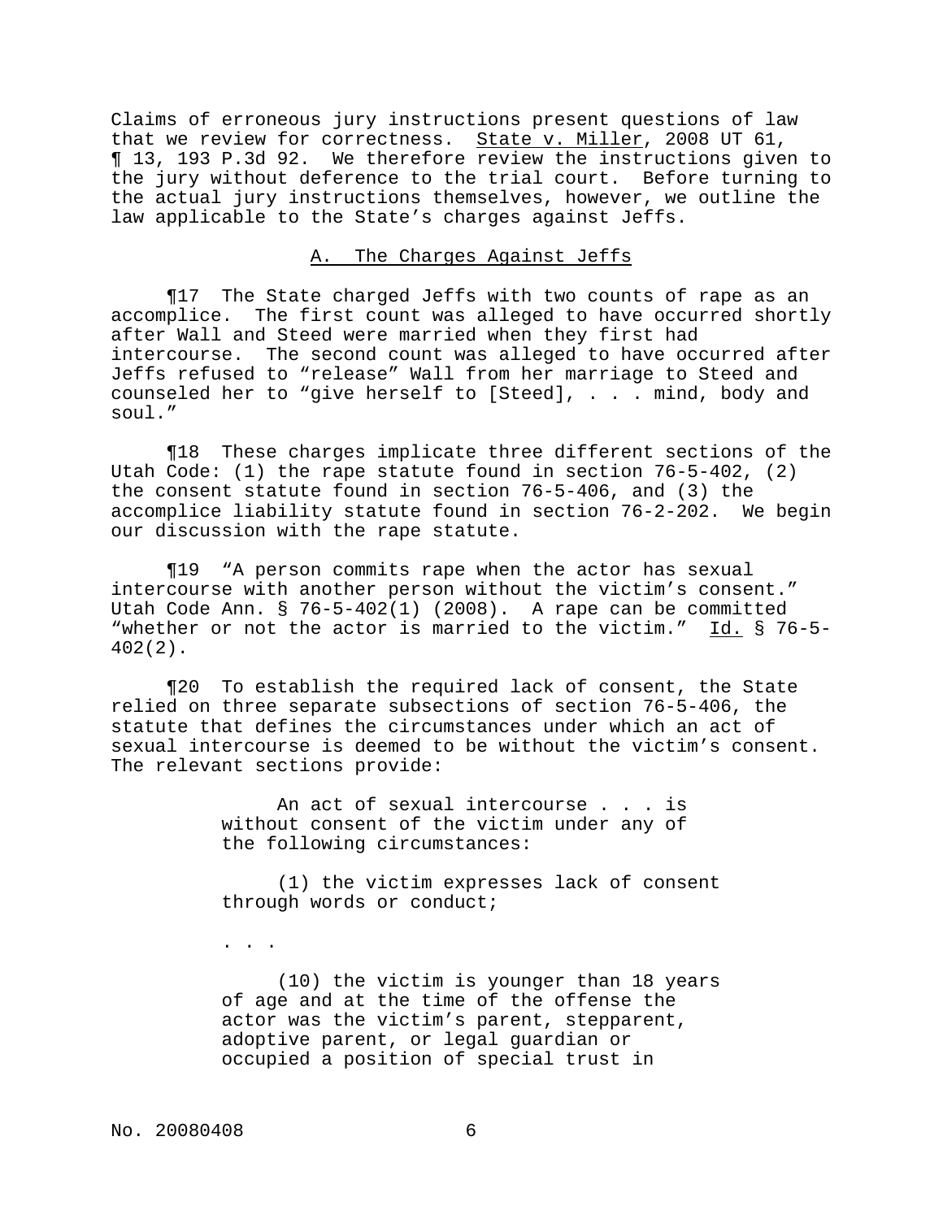Claims of erroneous jury instructions present questions of law that we review for correctness. State v. Miller, 2008 UT 61, ¶ 13, 193 P.3d 92. We therefore review the instructions given to the jury without deference to the trial court. Before turning to the actual jury instructions themselves, however, we outline the law applicable to the State's charges against Jeffs.

## A. The Charges Against Jeffs

¶17 The State charged Jeffs with two counts of rape as an accomplice. The first count was alleged to have occurred shortly after Wall and Steed were married when they first had intercourse. The second count was alleged to have occurred after Jeffs refused to "release" Wall from her marriage to Steed and counseled her to "give herself to [Steed], . . . mind, body and soul."

¶18 These charges implicate three different sections of the Utah Code: (1) the rape statute found in section 76-5-402, (2) the consent statute found in section 76-5-406, and (3) the accomplice liability statute found in section 76-2-202. We begin our discussion with the rape statute.

¶19 "A person commits rape when the actor has sexual intercourse with another person without the victim's consent." Utah Code Ann. § 76-5-402(1) (2008). A rape can be committed "whether or not the actor is married to the victim." Id. § 76-5-402(2).

¶20 To establish the required lack of consent, the State relied on three separate subsections of section 76-5-406, the statute that defines the circumstances under which an act of sexual intercourse is deemed to be without the victim's consent. The relevant sections provide:

> An act of sexual intercourse . . . is without consent of the victim under any of the following circumstances:
>
> (1) the victim expresses lack of consent through words or conduct;
>
> . . .
>
> (10) the victim is younger than 18 years of age and at the time of the offense the actor was the victim's parent, stepparent, adoptive parent, or legal guardian or occupied a position of special trust in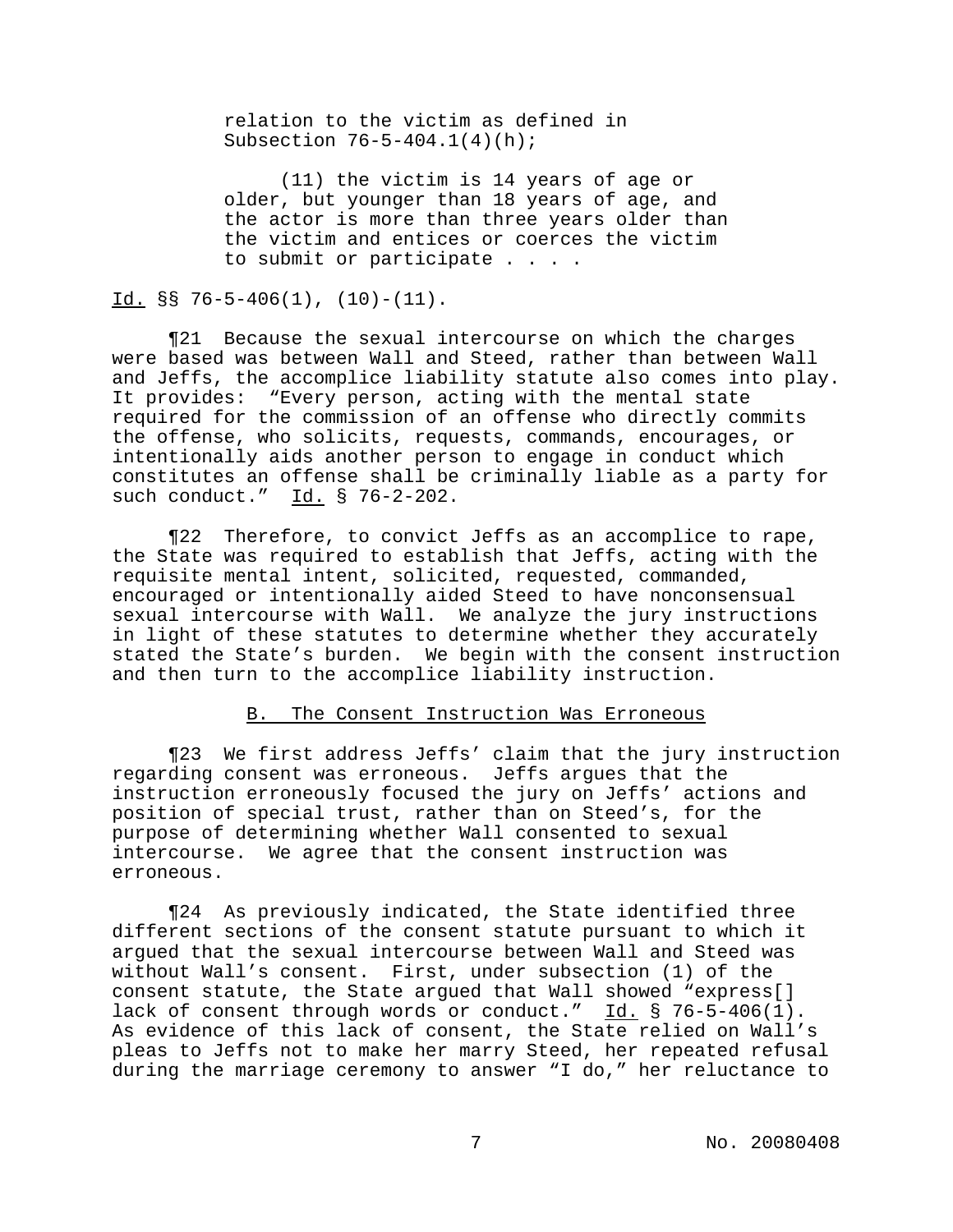> relation to the victim as defined in Subsection 76-5-404.1(4)(h);
>
> (11) the victim is 14 years of age or older, but younger than 18 years of age, and the actor is more than three years older than the victim and entices or coerces the victim to submit or participate . . . .

Id. §§ 76-5-406(1), (10)-(11).

¶21 Because the sexual intercourse on which the charges were based was between Wall and Steed, rather than between Wall and Jeffs, the accomplice liability statute also comes into play. It provides: "Every person, acting with the mental state required for the commission of an offense who directly commits the offense, who solicits, requests, commands, encourages, or intentionally aids another person to engage in conduct which constitutes an offense shall be criminally liable as a party for such conduct." Id. § 76-2-202.

¶22 Therefore, to convict Jeffs as an accomplice to rape, the State was required to establish that Jeffs, acting with the requisite mental intent, solicited, requested, commanded, encouraged or intentionally aided Steed to have nonconsensual sexual intercourse with Wall. We analyze the jury instructions in light of these statutes to determine whether they accurately stated the State's burden. We begin with the consent instruction and then turn to the accomplice liability instruction.

## B. The Consent Instruction Was Erroneous

¶23 We first address Jeffs' claim that the jury instruction regarding consent was erroneous. Jeffs argues that the instruction erroneously focused the jury on Jeffs' actions and position of special trust, rather than on Steed's, for the purpose of determining whether Wall consented to sexual intercourse. We agree that the consent instruction was erroneous.

¶24 As previously indicated, the State identified three different sections of the consent statute pursuant to which it argued that the sexual intercourse between Wall and Steed was without Wall's consent. First, under subsection (1) of the consent statute, the State argued that Wall showed "express[] lack of consent through words or conduct." Id. § 76-5-406(1). As evidence of this lack of consent, the State relied on Wall's pleas to Jeffs not to make her marry Steed, her repeated refusal during the marriage ceremony to answer "I do," her reluctance to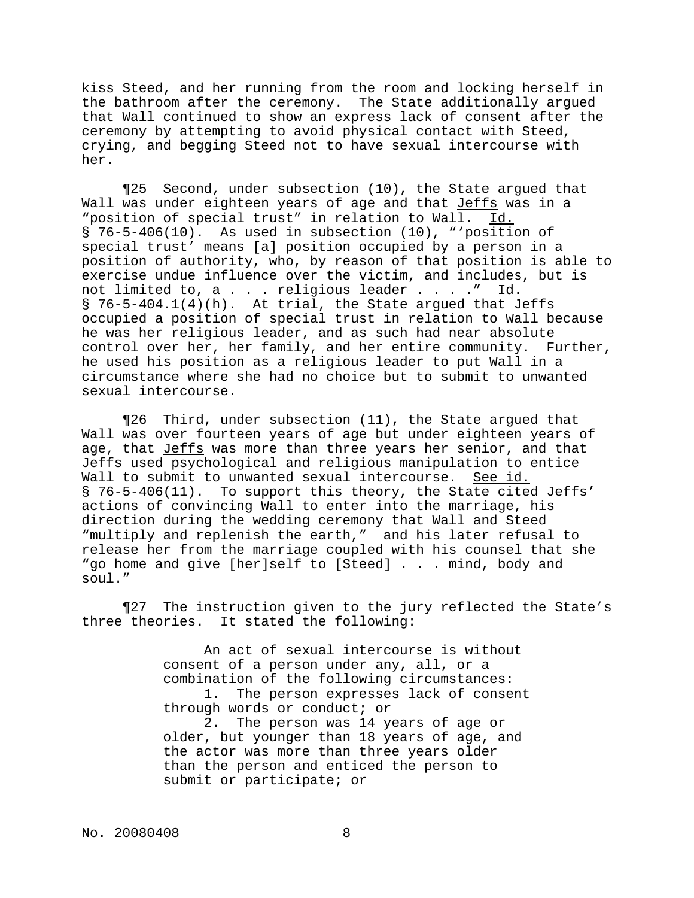kiss Steed, and her running from the room and locking herself in the bathroom after the ceremony. The State additionally argued that Wall continued to show an express lack of consent after the ceremony by attempting to avoid physical contact with Steed, crying, and begging Steed not to have sexual intercourse with her.

¶25 Second, under subsection (10), the State argued that Wall was under eighteen years of age and that Jeffs was in a "position of special trust" in relation to Wall. Id. § 76-5-406(10). As used in subsection (10), "'position of special trust' means [a] position occupied by a person in a position of authority, who, by reason of that position is able to exercise undue influence over the victim, and includes, but is not limited to, a . . . religious leader . . . ." Id. § 76-5-404.1(4)(h). At trial, the State argued that Jeffs occupied a position of special trust in relation to Wall because he was her religious leader, and as such had near absolute control over her, her family, and her entire community. Further, he used his position as a religious leader to put Wall in a circumstance where she had no choice but to submit to unwanted sexual intercourse.

¶26 Third, under subsection (11), the State argued that Wall was over fourteen years of age but under eighteen years of age, that Jeffs was more than three years her senior, and that Jeffs used psychological and religious manipulation to entice Wall to submit to unwanted sexual intercourse. See id. § 76-5-406(11). To support this theory, the State cited Jeffs' actions of convincing Wall to enter into the marriage, his direction during the wedding ceremony that Wall and Steed "multiply and replenish the earth," and his later refusal to release her from the marriage coupled with his counsel that she "go home and give [her]self to [Steed] . . . mind, body and soul."

¶27 The instruction given to the jury reflected the State's three theories. It stated the following:

> An act of sexual intercourse is without consent of a person under any, all, or a combination of the following circumstances:
>
> 1. The person expresses lack of consent through words or conduct; or
>
> 2. The person was 14 years of age or older, but younger than 18 years of age, and the actor was more than three years older than the person and enticed the person to submit or participate; or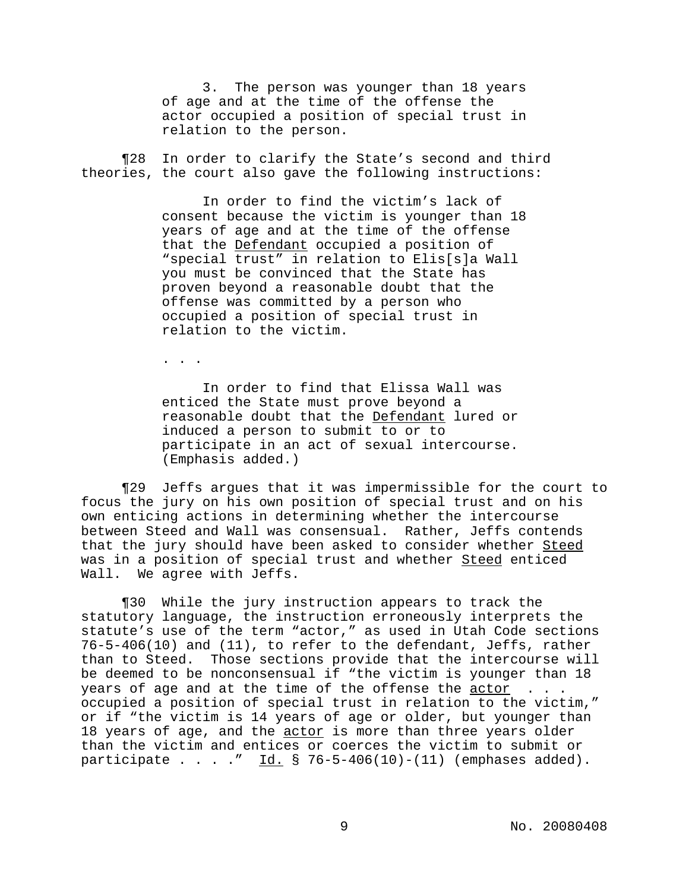> 3. The person was younger than 18 years of age and at the time of the offense the actor occupied a position of special trust in relation to the person.

¶28 In order to clarify the State's second and third theories, the court also gave the following instructions:

> In order to find the victim's lack of consent because the victim is younger than 18 years of age and at the time of the offense that the Defendant occupied a position of "special trust" in relation to Elis[s]a Wall you must be convinced that the State has proven beyond a reasonable doubt that the offense was committed by a person who occupied a position of special trust in relation to the victim.
>
> . . .
>
> In order to find that Elissa Wall was enticed the State must prove beyond a reasonable doubt that the Defendant lured or induced a person to submit to or to participate in an act of sexual intercourse. (Emphasis added.)

¶29 Jeffs argues that it was impermissible for the court to focus the jury on his own position of special trust and on his own enticing actions in determining whether the intercourse between Steed and Wall was consensual. Rather, Jeffs contends that the jury should have been asked to consider whether Steed was in a position of special trust and whether Steed enticed Wall. We agree with Jeffs.

¶30 While the jury instruction appears to track the statutory language, the instruction erroneously interprets the statute's use of the term "actor," as used in Utah Code sections 76-5-406(10) and (11), to refer to the defendant, Jeffs, rather than to Steed. Those sections provide that the intercourse will be deemed to be nonconsensual if "the victim is younger than 18 years of age and at the time of the offense the actor . . . occupied a position of special trust in relation to the victim," or if "the victim is 14 years of age or older, but younger than 18 years of age, and the actor is more than three years older than the victim and entices or coerces the victim to submit or participate . . . ." Id. § 76-5-406(10)-(11) (emphases added).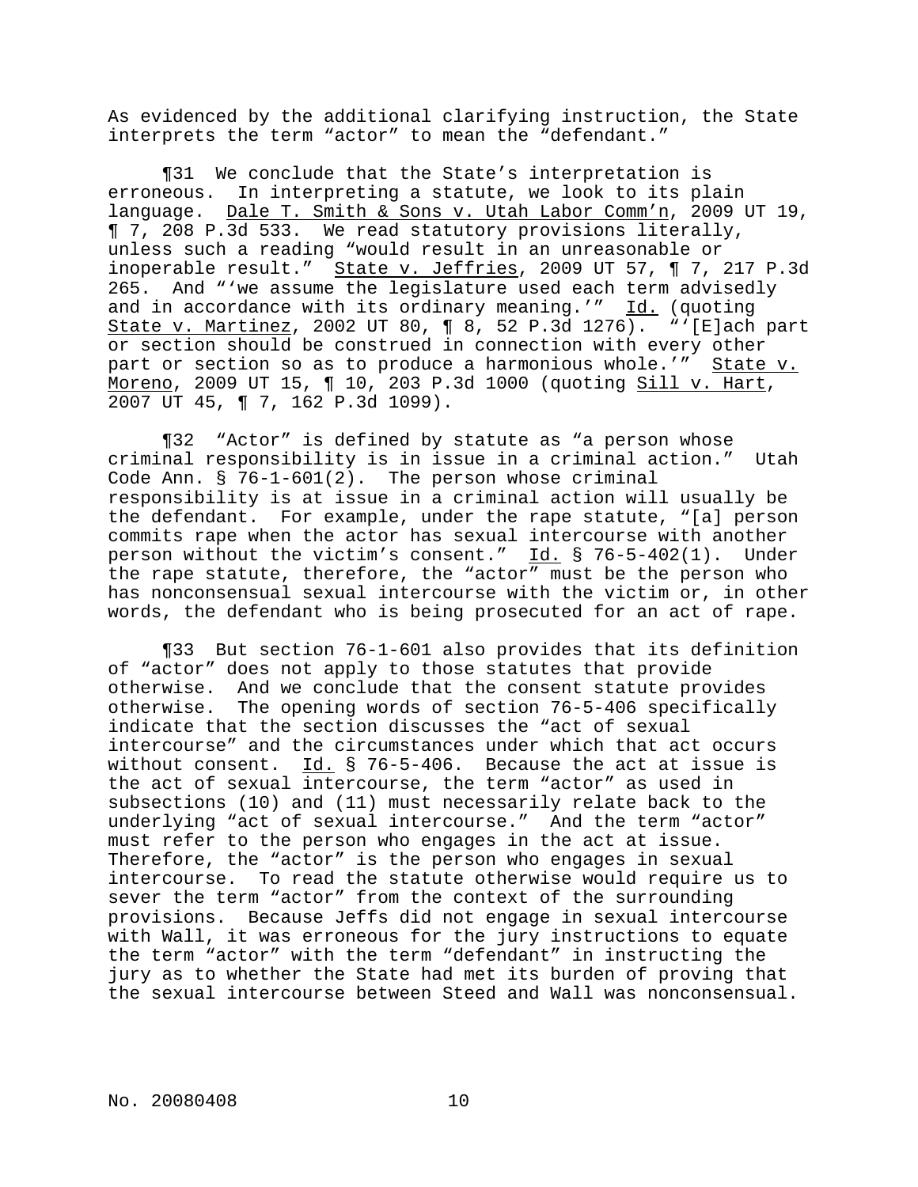As evidenced by the additional clarifying instruction, the State interprets the term "actor" to mean the "defendant."

¶31 We conclude that the State's interpretation is erroneous. In interpreting a statute, we look to its plain language. Dale T. Smith & Sons v. Utah Labor Comm'n, 2009 UT 19, ¶ 7, 208 P.3d 533. We read statutory provisions literally, unless such a reading "would result in an unreasonable or inoperable result." State v. Jeffries, 2009 UT 57, ¶ 7, 217 P.3d 265. And "'we assume the legislature used each term advisedly and in accordance with its ordinary meaning.'" Id. (quoting State v. Martinez, 2002 UT 80, ¶ 8, 52 P.3d 1276). "'[E]ach part or section should be construed in connection with every other part or section so as to produce a harmonious whole.'" State v. Moreno, 2009 UT 15, ¶ 10, 203 P.3d 1000 (quoting Sill v. Hart, 2007 UT 45, ¶ 7, 162 P.3d 1099).

¶32 "Actor" is defined by statute as "a person whose criminal responsibility is in issue in a criminal action." Utah Code Ann. § 76-1-601(2). The person whose criminal responsibility is at issue in a criminal action will usually be the defendant. For example, under the rape statute, "[a] person commits rape when the actor has sexual intercourse with another person without the victim's consent." Id. § 76-5-402(1). Under the rape statute, therefore, the "actor" must be the person who has nonconsensual sexual intercourse with the victim or, in other words, the defendant who is being prosecuted for an act of rape.

¶33 But section 76-1-601 also provides that its definition of "actor" does not apply to those statutes that provide otherwise. And we conclude that the consent statute provides otherwise. The opening words of section 76-5-406 specifically indicate that the section discusses the "act of sexual intercourse" and the circumstances under which that act occurs without consent. Id. § 76-5-406. Because the act at issue is the act of sexual intercourse, the term "actor" as used in subsections (10) and (11) must necessarily relate back to the underlying "act of sexual intercourse." And the term "actor" must refer to the person who engages in the act at issue. Therefore, the "actor" is the person who engages in sexual intercourse. To read the statute otherwise would require us to sever the term "actor" from the context of the surrounding provisions. Because Jeffs did not engage in sexual intercourse with Wall, it was erroneous for the jury instructions to equate the term "actor" with the term "defendant" in instructing the jury as to whether the State had met its burden of proving that the sexual intercourse between Steed and Wall was nonconsensual.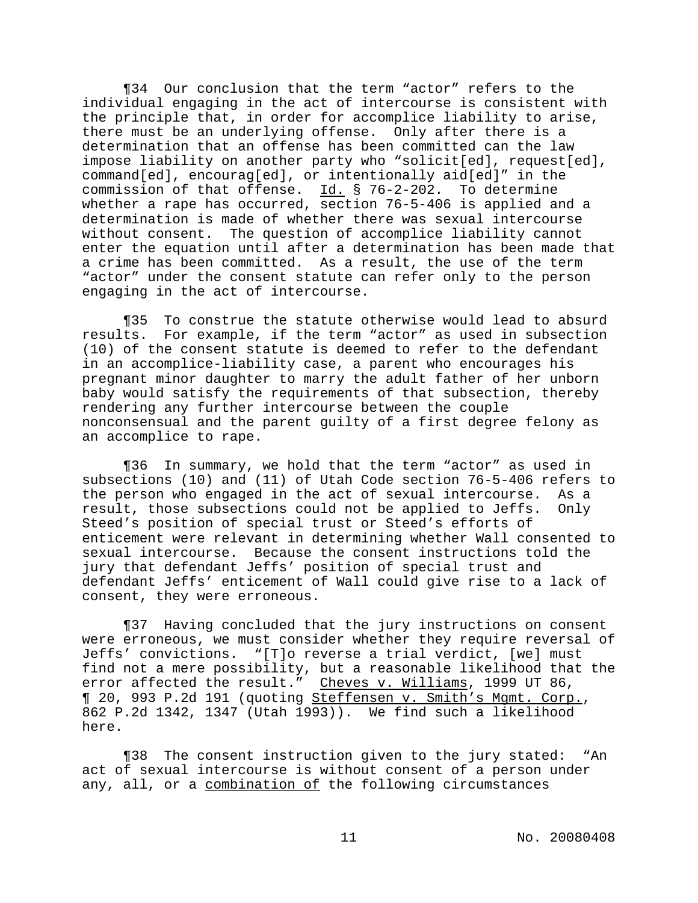¶34 Our conclusion that the term "actor" refers to the individual engaging in the act of intercourse is consistent with the principle that, in order for accomplice liability to arise, there must be an underlying offense. Only after there is a determination that an offense has been committed can the law impose liability on another party who "solicit[ed], request[ed], command[ed], encourag[ed], or intentionally aid[ed]" in the commission of that offense. Id. § 76-2-202. To determine whether a rape has occurred, section 76-5-406 is applied and a determination is made of whether there was sexual intercourse without consent. The question of accomplice liability cannot enter the equation until after a determination has been made that a crime has been committed. As a result, the use of the term "actor" under the consent statute can refer only to the person engaging in the act of intercourse.

¶35 To construe the statute otherwise would lead to absurd results. For example, if the term "actor" as used in subsection (10) of the consent statute is deemed to refer to the defendant in an accomplice-liability case, a parent who encourages his pregnant minor daughter to marry the adult father of her unborn baby would satisfy the requirements of that subsection, thereby rendering any further intercourse between the couple nonconsensual and the parent guilty of a first degree felony as an accomplice to rape.

¶36 In summary, we hold that the term "actor" as used in subsections (10) and (11) of Utah Code section 76-5-406 refers to the person who engaged in the act of sexual intercourse. As a result, those subsections could not be applied to Jeffs. Only Steed's position of special trust or Steed's efforts of enticement were relevant in determining whether Wall consented to sexual intercourse. Because the consent instructions told the jury that defendant Jeffs' position of special trust and defendant Jeffs' enticement of Wall could give rise to a lack of consent, they were erroneous.

¶37 Having concluded that the jury instructions on consent were erroneous, we must consider whether they require reversal of Jeffs' convictions. "[T]o reverse a trial verdict, [we] must find not a mere possibility, but a reasonable likelihood that the error affected the result." Cheves v. Williams, 1999 UT 86, ¶ 20, 993 P.2d 191 (quoting Steffensen v. Smith's Mgmt. Corp., 862 P.2d 1342, 1347 (Utah 1993)). We find such a likelihood here.

¶38 The consent instruction given to the jury stated: "An act of sexual intercourse is without consent of a person under any, all, or a combination of the following circumstances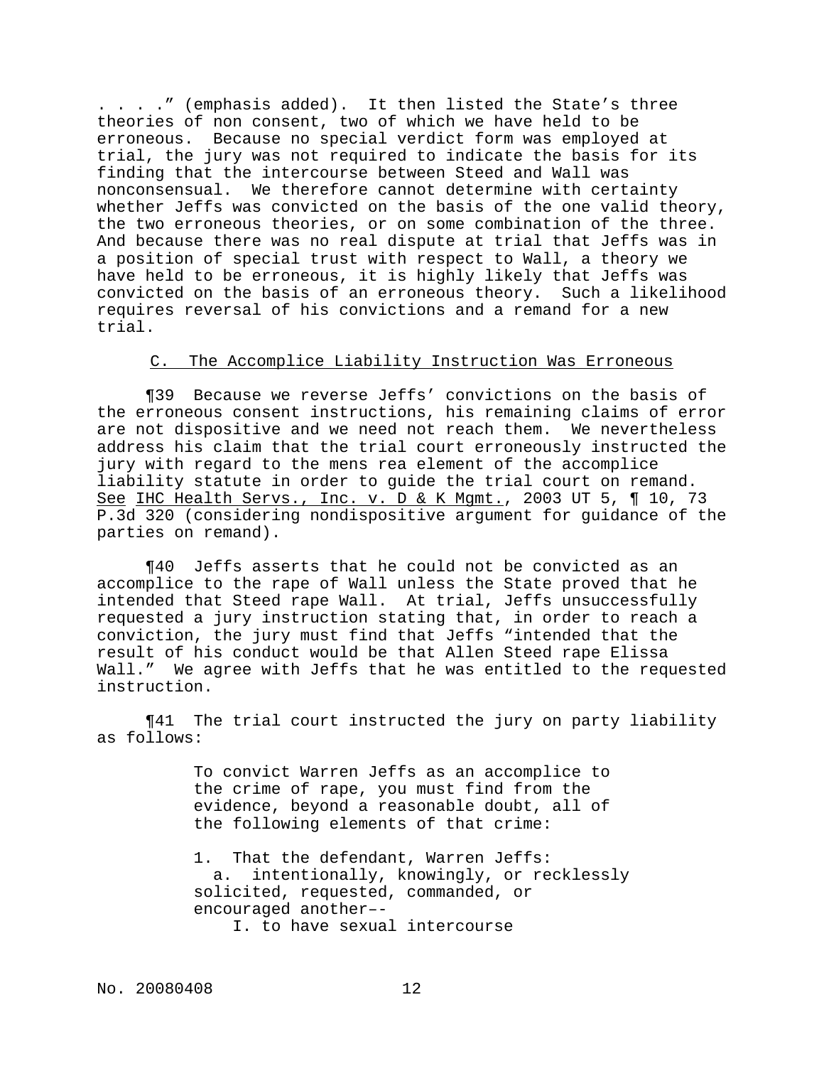. . . ." (emphasis added). It then listed the State's three theories of non consent, two of which we have held to be erroneous. Because no special verdict form was employed at trial, the jury was not required to indicate the basis for its finding that the intercourse between Steed and Wall was nonconsensual. We therefore cannot determine with certainty whether Jeffs was convicted on the basis of the one valid theory, the two erroneous theories, or on some combination of the three. And because there was no real dispute at trial that Jeffs was in a position of special trust with respect to Wall, a theory we have held to be erroneous, it is highly likely that Jeffs was convicted on the basis of an erroneous theory. Such a likelihood requires reversal of his convictions and a remand for a new trial.

### C. The Accomplice Liability Instruction Was Erroneous

¶39 Because we reverse Jeffs' convictions on the basis of the erroneous consent instructions, his remaining claims of error are not dispositive and we need not reach them. We nevertheless address his claim that the trial court erroneously instructed the jury with regard to the mens rea element of the accomplice liability statute in order to guide the trial court on remand. See IHC Health Servs., Inc. v. D & K Mgmt., 2003 UT 5, ¶ 10, 73 P.3d 320 (considering nondispositive argument for guidance of the parties on remand).

¶40 Jeffs asserts that he could not be convicted as an accomplice to the rape of Wall unless the State proved that he intended that Steed rape Wall. At trial, Jeffs unsuccessfully requested a jury instruction stating that, in order to reach a conviction, the jury must find that Jeffs "intended that the result of his conduct would be that Allen Steed rape Elissa Wall." We agree with Jeffs that he was entitled to the requested instruction.

¶41 The trial court instructed the jury on party liability as follows:

> To convict Warren Jeffs as an accomplice to the crime of rape, you must find from the evidence, beyond a reasonable doubt, all of the following elements of that crime:
>
> 1. That the defendant, Warren Jeffs:
>   a. intentionally, knowingly, or recklessly solicited, requested, commanded, or encouraged another–-
>     I. to have sexual intercourse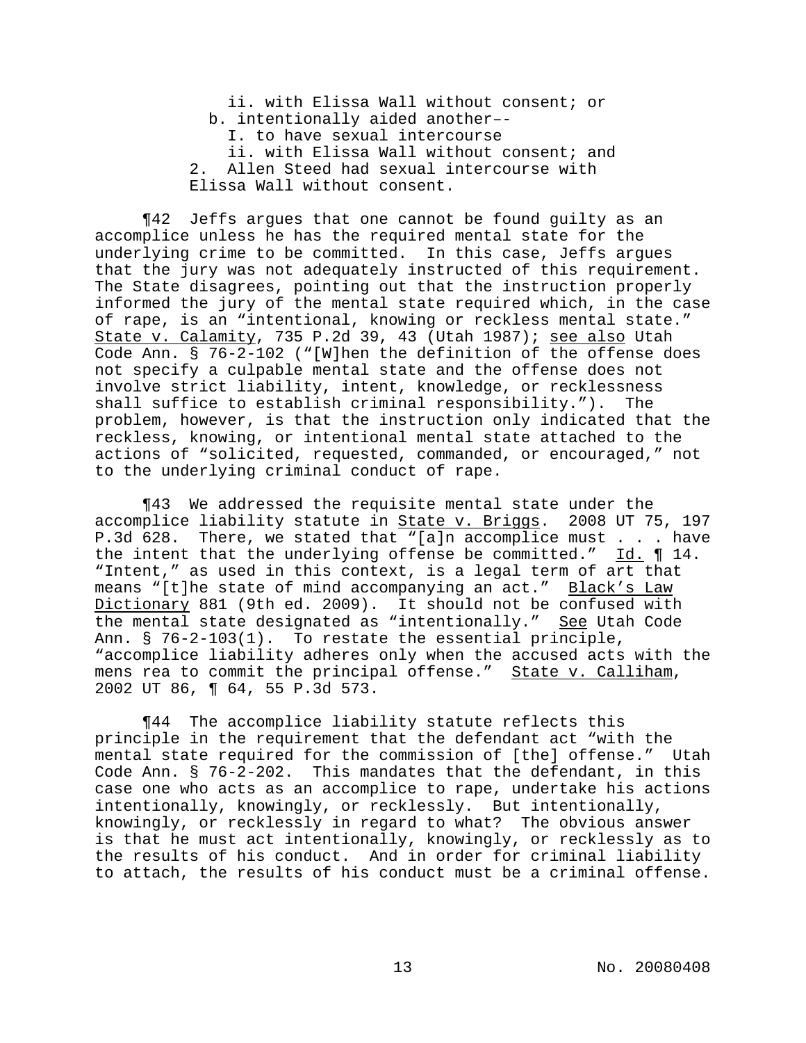ii. with Elissa Wall without consent; or

b. intentionally aided another––

I. to have sexual intercourse

ii. with Elissa Wall without consent; and

2. Allen Steed had sexual intercourse with Elissa Wall without consent.

¶42 Jeffs argues that one cannot be found guilty as an accomplice unless he has the required mental state for the underlying crime to be committed. In this case, Jeffs argues that the jury was not adequately instructed of this requirement. The State disagrees, pointing out that the instruction properly informed the jury of the mental state required which, in the case of rape, is an "intentional, knowing or reckless mental state." State v. Calamity, 735 P.2d 39, 43 (Utah 1987); see also Utah Code Ann. § 76-2-102 ("[W]hen the definition of the offense does not specify a culpable mental state and the offense does not involve strict liability, intent, knowledge, or recklessness shall suffice to establish criminal responsibility."). The problem, however, is that the instruction only indicated that the reckless, knowing, or intentional mental state attached to the actions of "solicited, requested, commanded, or encouraged," not to the underlying criminal conduct of rape.

¶43 We addressed the requisite mental state under the accomplice liability statute in State v. Briggs. 2008 UT 75, 197 P.3d 628. There, we stated that "[a]n accomplice must . . . have the intent that the underlying offense be committed." Id. ¶ 14. "Intent," as used in this context, is a legal term of art that means "[t]he state of mind accompanying an act." Black's Law Dictionary 881 (9th ed. 2009). It should not be confused with the mental state designated as "intentionally." See Utah Code Ann. § 76-2-103(1). To restate the essential principle, "accomplice liability adheres only when the accused acts with the mens rea to commit the principal offense." State v. Calliham, 2002 UT 86, ¶ 64, 55 P.3d 573.

¶44 The accomplice liability statute reflects this principle in the requirement that the defendant act "with the mental state required for the commission of [the] offense." Utah Code Ann. § 76-2-202. This mandates that the defendant, in this case one who acts as an accomplice to rape, undertake his actions intentionally, knowingly, or recklessly. But intentionally, knowingly, or recklessly in regard to what? The obvious answer is that he must act intentionally, knowingly, or recklessly as to the results of his conduct. And in order for criminal liability to attach, the results of his conduct must be a criminal offense.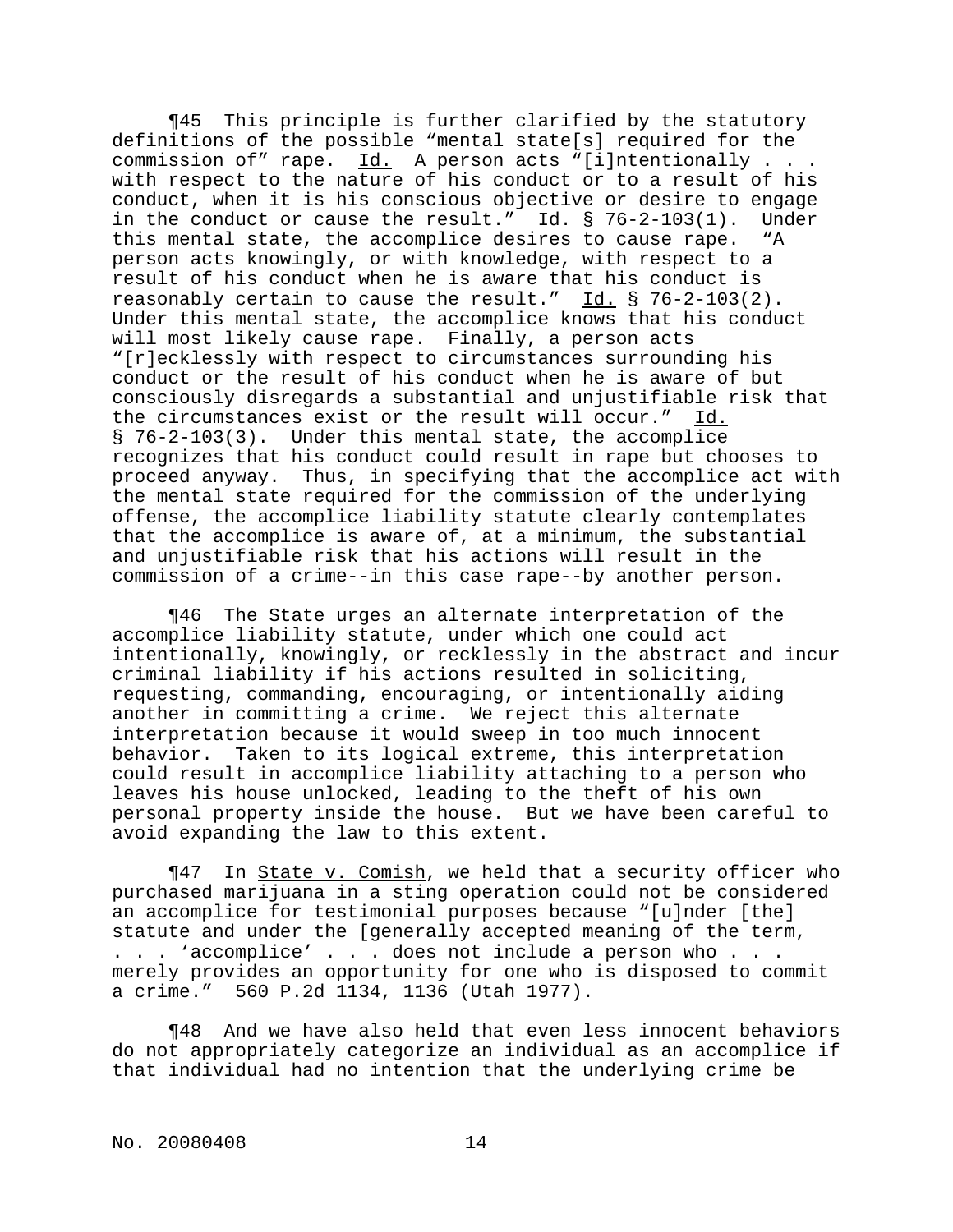¶45 This principle is further clarified by the statutory definitions of the possible "mental state[s] required for the commission of" rape. Id. A person acts "[i]ntentionally . . . with respect to the nature of his conduct or to a result of his conduct, when it is his conscious objective or desire to engage in the conduct or cause the result." Id. § 76-2-103(1). Under this mental state, the accomplice desires to cause rape. "A person acts knowingly, or with knowledge, with respect to a result of his conduct when he is aware that his conduct is reasonably certain to cause the result." Id. § 76-2-103(2). Under this mental state, the accomplice knows that his conduct will most likely cause rape. Finally, a person acts "[r]ecklessly with respect to circumstances surrounding his conduct or the result of his conduct when he is aware of but consciously disregards a substantial and unjustifiable risk that the circumstances exist or the result will occur." Id. § 76-2-103(3). Under this mental state, the accomplice recognizes that his conduct could result in rape but chooses to proceed anyway. Thus, in specifying that the accomplice act with the mental state required for the commission of the underlying offense, the accomplice liability statute clearly contemplates that the accomplice is aware of, at a minimum, the substantial and unjustifiable risk that his actions will result in the commission of a crime--in this case rape--by another person.

¶46 The State urges an alternate interpretation of the accomplice liability statute, under which one could act intentionally, knowingly, or recklessly in the abstract and incur criminal liability if his actions resulted in soliciting, requesting, commanding, encouraging, or intentionally aiding another in committing a crime. We reject this alternate interpretation because it would sweep in too much innocent behavior. Taken to its logical extreme, this interpretation could result in accomplice liability attaching to a person who leaves his house unlocked, leading to the theft of his own personal property inside the house. But we have been careful to avoid expanding the law to this extent.

¶47 In State v. Comish, we held that a security officer who purchased marijuana in a sting operation could not be considered an accomplice for testimonial purposes because "[u]nder [the] statute and under the [generally accepted meaning of the term, . . . 'accomplice' . . . does not include a person who . . . merely provides an opportunity for one who is disposed to commit a crime." 560 P.2d 1134, 1136 (Utah 1977).

¶48 And we have also held that even less innocent behaviors do not appropriately categorize an individual as an accomplice if that individual had no intention that the underlying crime be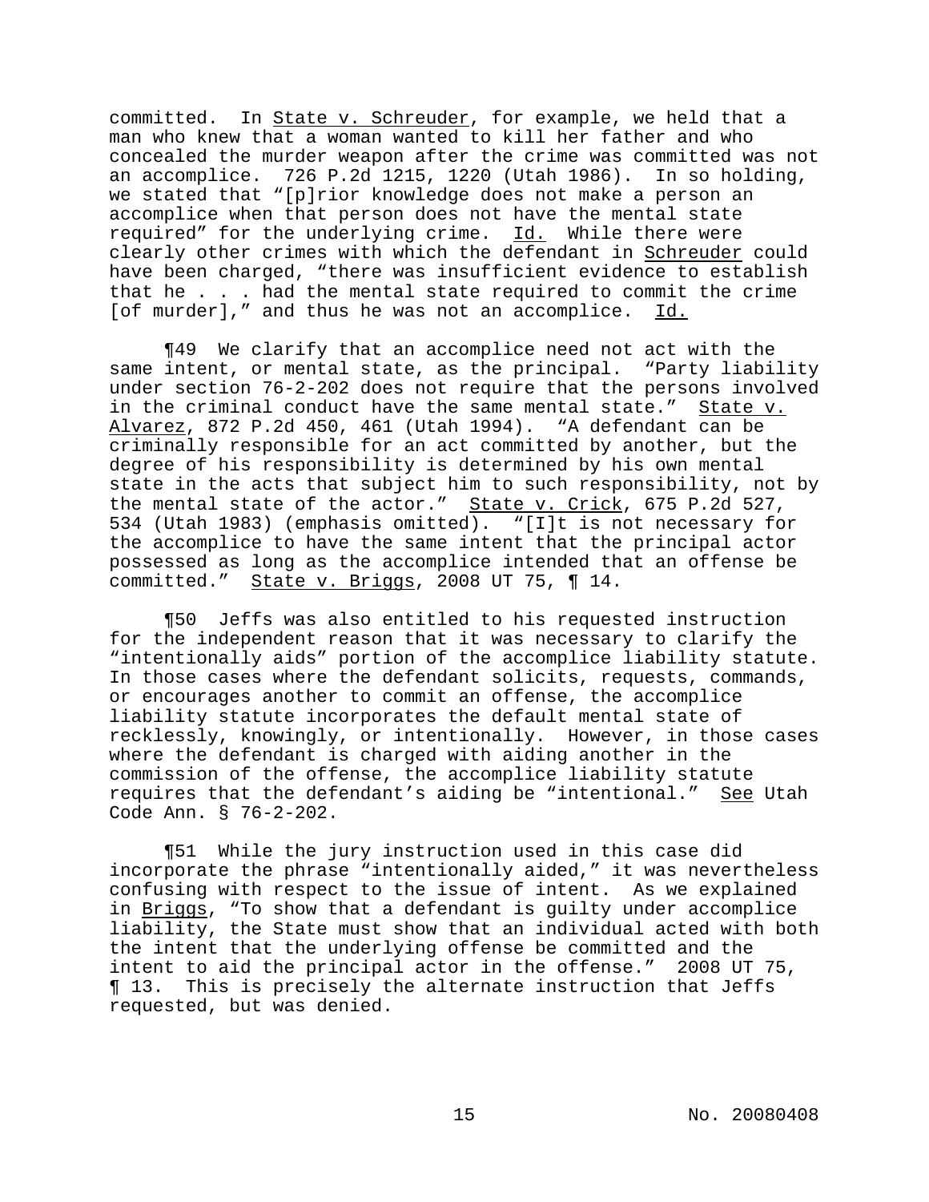committed. In State v. Schreuder, for example, we held that a man who knew that a woman wanted to kill her father and who concealed the murder weapon after the crime was committed was not an accomplice. 726 P.2d 1215, 1220 (Utah 1986). In so holding, we stated that "[p]rior knowledge does not make a person an accomplice when that person does not have the mental state required" for the underlying crime. Id. While there were clearly other crimes with which the defendant in Schreuder could have been charged, "there was insufficient evidence to establish that he . . . had the mental state required to commit the crime [of murder]," and thus he was not an accomplice. Id.

¶49 We clarify that an accomplice need not act with the same intent, or mental state, as the principal. "Party liability under section 76-2-202 does not require that the persons involved in the criminal conduct have the same mental state." State v. Alvarez, 872 P.2d 450, 461 (Utah 1994). "A defendant can be criminally responsible for an act committed by another, but the degree of his responsibility is determined by his own mental state in the acts that subject him to such responsibility, not by the mental state of the actor." State v. Crick, 675 P.2d 527, 534 (Utah 1983) (emphasis omitted). "[I]t is not necessary for the accomplice to have the same intent that the principal actor possessed as long as the accomplice intended that an offense be committed." State v. Briggs, 2008 UT 75, ¶ 14.

¶50 Jeffs was also entitled to his requested instruction for the independent reason that it was necessary to clarify the "intentionally aids" portion of the accomplice liability statute. In those cases where the defendant solicits, requests, commands, or encourages another to commit an offense, the accomplice liability statute incorporates the default mental state of recklessly, knowingly, or intentionally. However, in those cases where the defendant is charged with aiding another in the commission of the offense, the accomplice liability statute requires that the defendant's aiding be "intentional." See Utah Code Ann. § 76-2-202.

¶51 While the jury instruction used in this case did incorporate the phrase "intentionally aided," it was nevertheless confusing with respect to the issue of intent. As we explained in Briggs, "To show that a defendant is guilty under accomplice liability, the State must show that an individual acted with both the intent that the underlying offense be committed and the intent to aid the principal actor in the offense." 2008 UT 75, ¶ 13. This is precisely the alternate instruction that Jeffs requested, but was denied.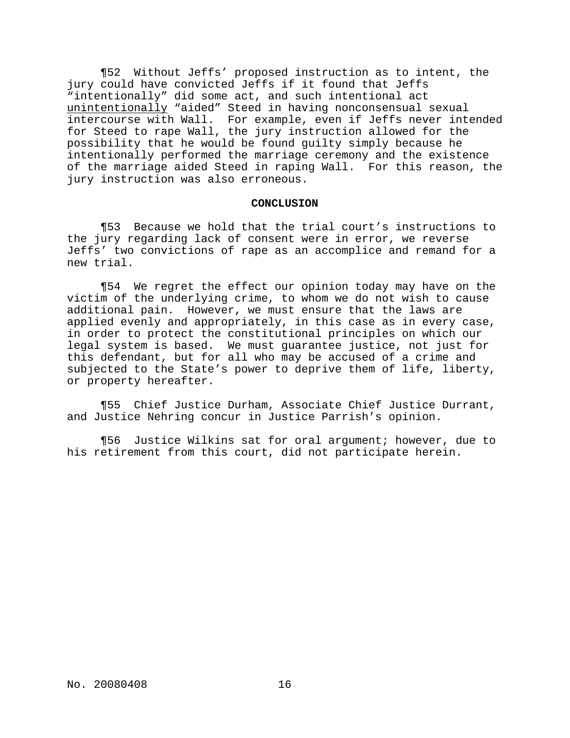¶52 Without Jeffs' proposed instruction as to intent, the jury could have convicted Jeffs if it found that Jeffs "intentionally" did some act, and such intentional act <u>unintentionally</u> "aided" Steed in having nonconsensual sexual intercourse with Wall. For example, even if Jeffs never intended for Steed to rape Wall, the jury instruction allowed for the possibility that he would be found guilty simply because he intentionally performed the marriage ceremony and the existence of the marriage aided Steed in raping Wall. For this reason, the jury instruction was also erroneous.

## CONCLUSION

¶53 Because we hold that the trial court's instructions to the jury regarding lack of consent were in error, we reverse Jeffs' two convictions of rape as an accomplice and remand for a new trial.

¶54 We regret the effect our opinion today may have on the victim of the underlying crime, to whom we do not wish to cause additional pain. However, we must ensure that the laws are applied evenly and appropriately, in this case as in every case, in order to protect the constitutional principles on which our legal system is based. We must guarantee justice, not just for this defendant, but for all who may be accused of a crime and subjected to the State's power to deprive them of life, liberty, or property hereafter.

¶55 Chief Justice Durham, Associate Chief Justice Durrant, and Justice Nehring concur in Justice Parrish's opinion.

¶56 Justice Wilkins sat for oral argument; however, due to his retirement from this court, did not participate herein.